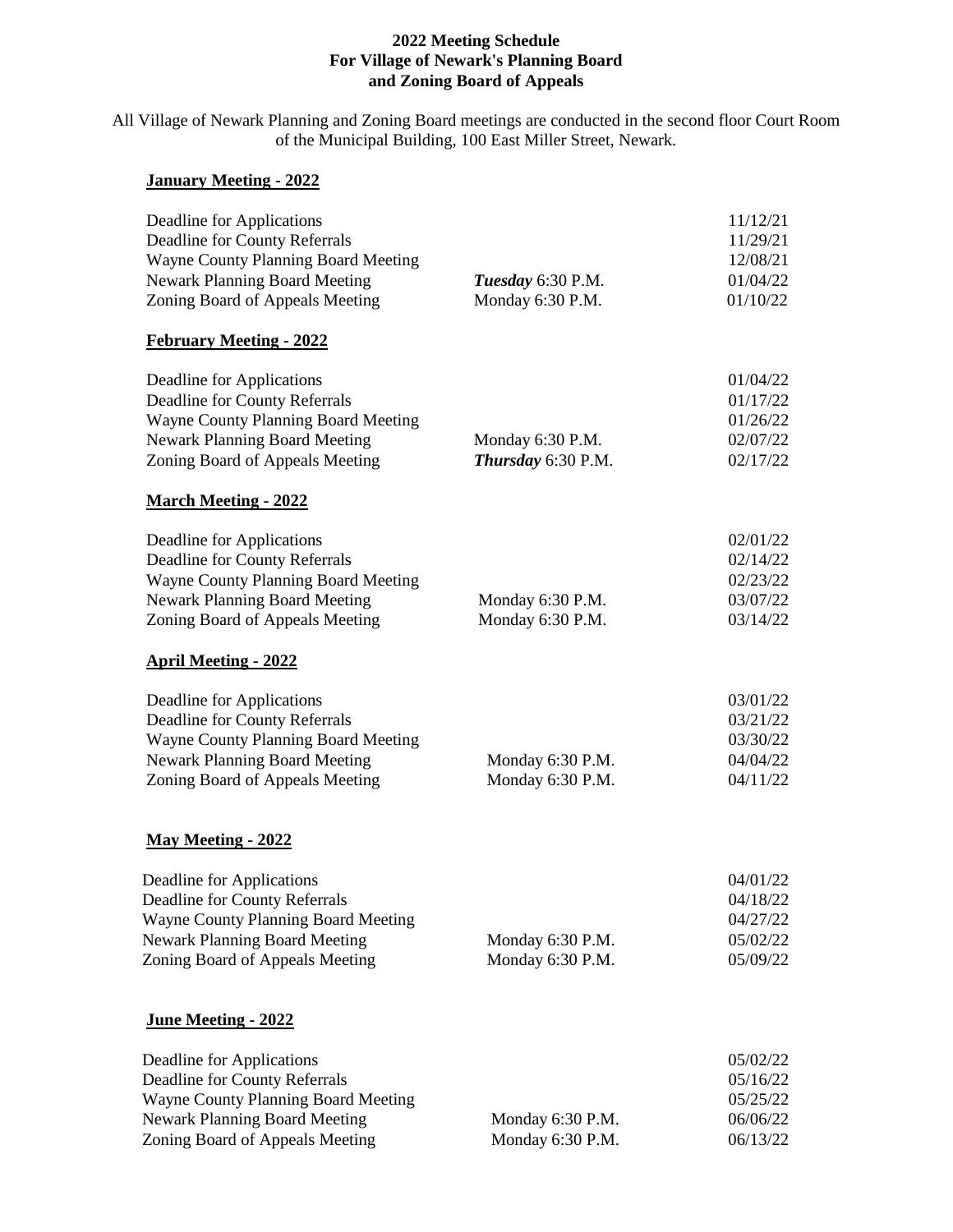**2022 Meeting Schedule**
**For Village of Newark's Planning Board**
**and Zoning Board of Appeals**

All Village of Newark Planning and Zoning Board meetings are conducted in the second floor Court Room of the Municipal Building, 100 East Miller Street, Newark.

**January Meeting - 2022**

| | | |
|---|---|---|
| Deadline for Applications | | 11/12/21 |
| Deadline for County Referrals | | 11/29/21 |
| Wayne County Planning Board Meeting | | 12/08/21 |
| Newark Planning Board Meeting | ***Tuesday*** 6:30 P.M. | 01/04/22 |
| Zoning Board of Appeals Meeting | Monday 6:30 P.M. | 01/10/22 |

**February Meeting - 2022**

| | | |
|---|---|---|
| Deadline for Applications | | 01/04/22 |
| Deadline for County Referrals | | 01/17/22 |
| Wayne County Planning Board Meeting | | 01/26/22 |
| Newark Planning Board Meeting | Monday 6:30 P.M. | 02/07/22 |
| Zoning Board of Appeals Meeting | ***Thursday*** 6:30 P.M. | 02/17/22 |

**March Meeting - 2022**

| | | |
|---|---|---|
| Deadline for Applications | | 02/01/22 |
| Deadline for County Referrals | | 02/14/22 |
| Wayne County Planning Board Meeting | | 02/23/22 |
| Newark Planning Board Meeting | Monday 6:30 P.M. | 03/07/22 |
| Zoning Board of Appeals Meeting | Monday 6:30 P.M. | 03/14/22 |

**April Meeting - 2022**

| | | |
|---|---|---|
| Deadline for Applications | | 03/01/22 |
| Deadline for County Referrals | | 03/21/22 |
| Wayne County Planning Board Meeting | | 03/30/22 |
| Newark Planning Board Meeting | Monday 6:30 P.M. | 04/04/22 |
| Zoning Board of Appeals Meeting | Monday 6:30 P.M. | 04/11/22 |

**May Meeting - 2022**

| | | |
|---|---|---|
| Deadline for Applications | | 04/01/22 |
| Deadline for County Referrals | | 04/18/22 |
| Wayne County Planning Board Meeting | | 04/27/22 |
| Newark Planning Board Meeting | Monday 6:30 P.M. | 05/02/22 |
| Zoning Board of Appeals Meeting | Monday 6:30 P.M. | 05/09/22 |

**June Meeting - 2022**

| | | |
|---|---|---|
| Deadline for Applications | | 05/02/22 |
| Deadline for County Referrals | | 05/16/22 |
| Wayne County Planning Board Meeting | | 05/25/22 |
| Newark Planning Board Meeting | Monday 6:30 P.M. | 06/06/22 |
| Zoning Board of Appeals Meeting | Monday 6:30 P.M. | 06/13/22 |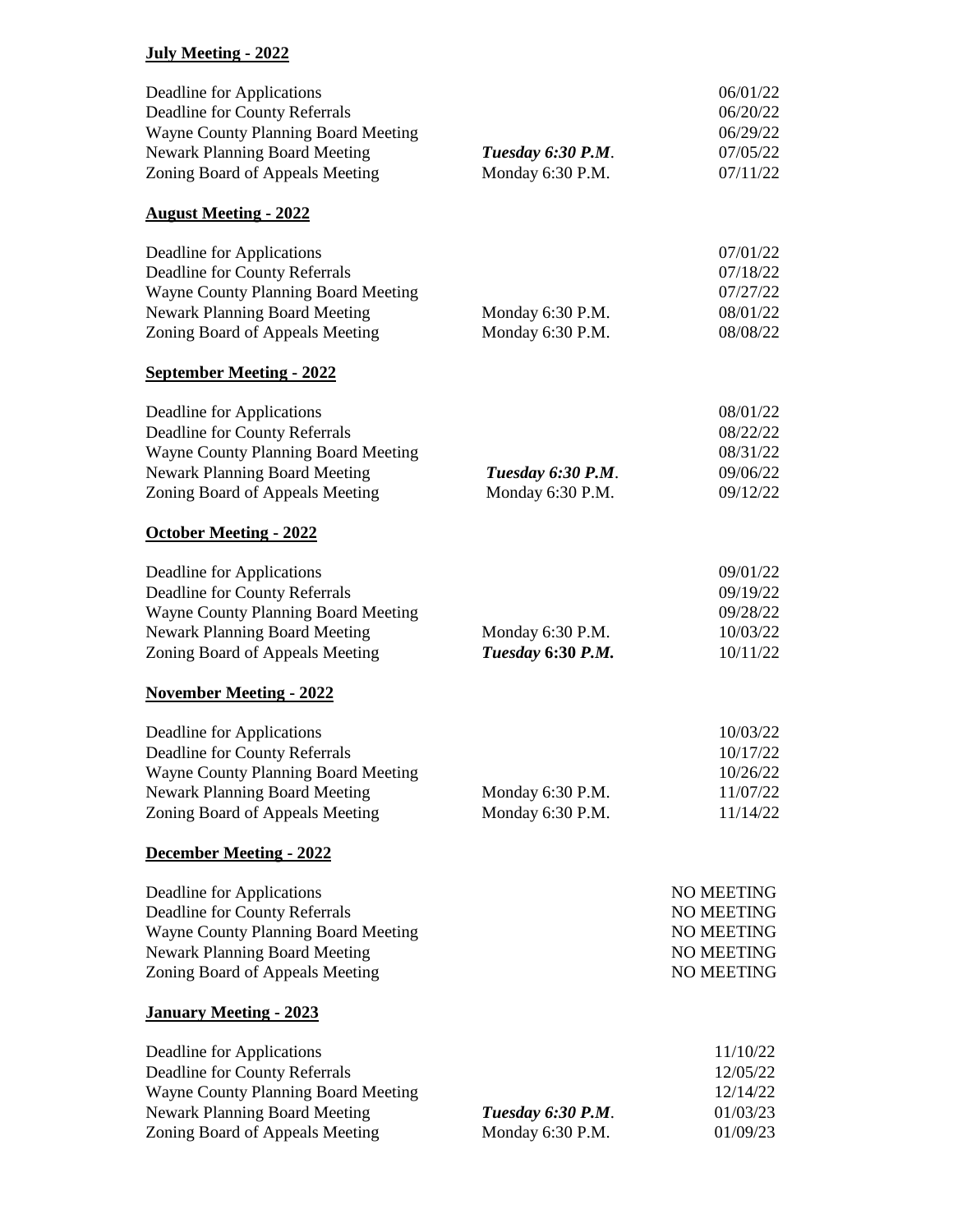**July Meeting - 2022**

| | | |
|---|---|---|
| Deadline for Applications | | 06/01/22 |
| Deadline for County Referrals | | 06/20/22 |
| Wayne County Planning Board Meeting | | 06/29/22 |
| Newark Planning Board Meeting | ***Tuesday 6:30 P.M***. | 07/05/22 |
| Zoning Board of Appeals Meeting | Monday 6:30 P.M. | 07/11/22 |

**August Meeting - 2022**

| | | |
|---|---|---|
| Deadline for Applications | | 07/01/22 |
| Deadline for County Referrals | | 07/18/22 |
| Wayne County Planning Board Meeting | | 07/27/22 |
| Newark Planning Board Meeting | Monday 6:30 P.M. | 08/01/22 |
| Zoning Board of Appeals Meeting | Monday 6:30 P.M. | 08/08/22 |

**September Meeting - 2022**

| | | |
|---|---|---|
| Deadline for Applications | | 08/01/22 |
| Deadline for County Referrals | | 08/22/22 |
| Wayne County Planning Board Meeting | | 08/31/22 |
| Newark Planning Board Meeting | ***Tuesday 6:30 P.M***. | 09/06/22 |
| Zoning Board of Appeals Meeting | Monday 6:30 P.M. | 09/12/22 |

**October Meeting - 2022**

| | | |
|---|---|---|
| Deadline for Applications | | 09/01/22 |
| Deadline for County Referrals | | 09/19/22 |
| Wayne County Planning Board Meeting | | 09/28/22 |
| Newark Planning Board Meeting | Monday 6:30 P.M. | 10/03/22 |
| Zoning Board of Appeals Meeting | ***Tuesday* 6:30 *P.M.*** | 10/11/22 |

**November Meeting - 2022**

| | | |
|---|---|---|
| Deadline for Applications | | 10/03/22 |
| Deadline for County Referrals | | 10/17/22 |
| Wayne County Planning Board Meeting | | 10/26/22 |
| Newark Planning Board Meeting | Monday 6:30 P.M. | 11/07/22 |
| Zoning Board of Appeals Meeting | Monday 6:30 P.M. | 11/14/22 |

**December Meeting - 2022**

| | | |
|---|---|---|
| Deadline for Applications | | NO MEETING |
| Deadline for County Referrals | | NO MEETING |
| Wayne County Planning Board Meeting | | NO MEETING |
| Newark Planning Board Meeting | | NO MEETING |
| Zoning Board of Appeals Meeting | | NO MEETING |

**January Meeting - 2023**

| | | |
|---|---|---|
| Deadline for Applications | | 11/10/22 |
| Deadline for County Referrals | | 12/05/22 |
| Wayne County Planning Board Meeting | | 12/14/22 |
| Newark Planning Board Meeting | ***Tuesday 6:30 P.M***. | 01/03/23 |
| Zoning Board of Appeals Meeting | Monday 6:30 P.M. | 01/09/23 |